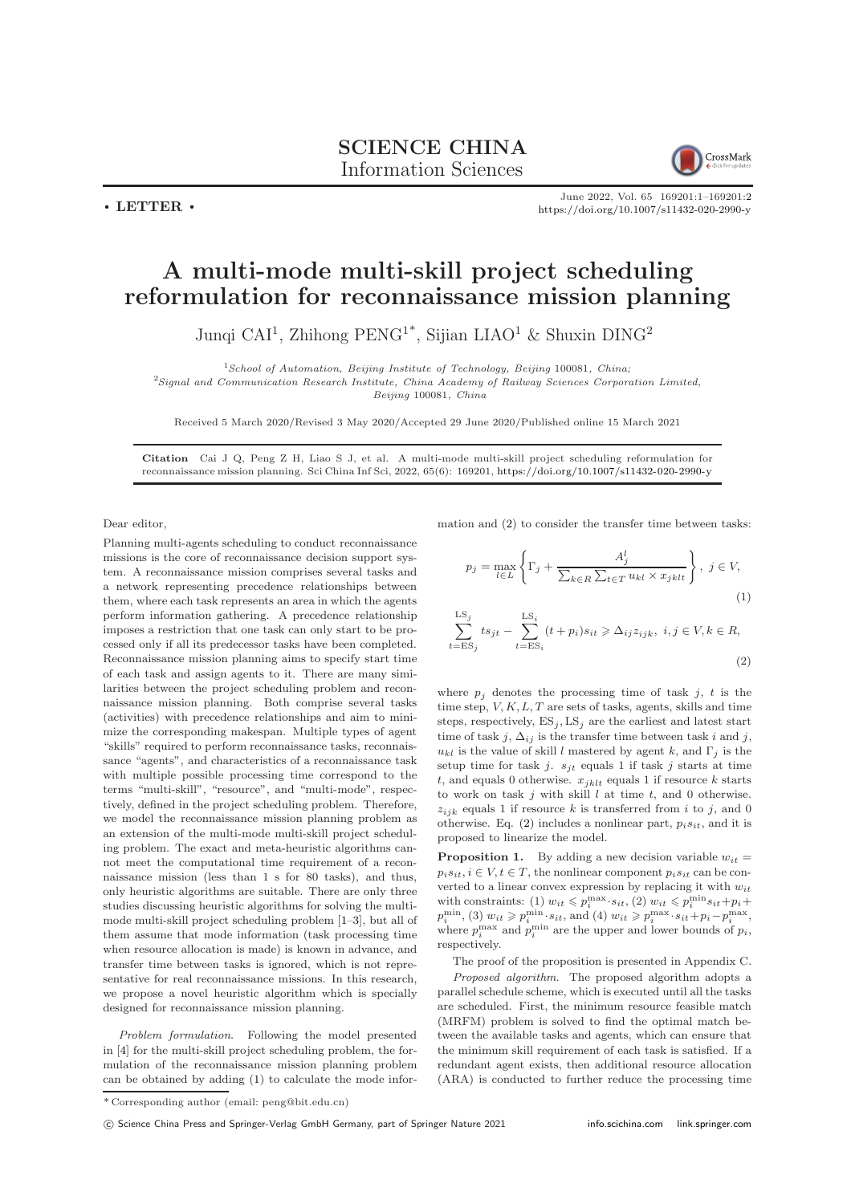SCIENCE CHINA
Information Sciences

• LETTER •

# A multi-mode multi-skill project scheduling reformulation for reconnaissance mission planning

Junqi CAI[1], Zhihong PENG[1*], Sijian LIAO[1] & Shuxin DING[2]

[1]School of Automation, Beijing Institute of Technology, Beijing 100081, China;
[2]Signal and Communication Research Institute, China Academy of Railway Sciences Corporation Limited, Beijing 100081, China

Received 5 March 2020/Revised 3 May 2020/Accepted 29 June 2020/Published online 15 March 2021

**Citation** Cai J Q, Peng Z H, Liao S J, et al. A multi-mode multi-skill project scheduling reformulation for reconnaissance mission planning. Sci China Inf Sci, 2022, 65(6): 169201, https://doi.org/10.1007/s11432-020-2990-y

Dear editor,

Planning multi-agents scheduling to conduct reconnaissance missions is the core of reconnaissance decision support system. A reconnaissance mission comprises several tasks and a network representing precedence relationships between them, where each task represents an area in which the agents perform information gathering. A precedence relationship imposes a restriction that one task can only start to be processed only if all its predecessor tasks have been completed. Reconnaissance mission planning aims to specify start time of each task and assign agents to it. There are many similarities between the project scheduling problem and reconnaissance mission planning. Both comprise several tasks (activities) with precedence relationships and aim to minimize the corresponding makespan. Multiple types of agent "skills" required to perform reconnaissance tasks, reconnaissance "agents", and characteristics of a reconnaissance task with multiple possible processing time correspond to the terms "multi-skill", "resource", and "multi-mode", respectively, defined in the project scheduling problem. Therefore, we model the reconnaissance mission planning problem as an extension of the multi-mode multi-skill project scheduling problem. The exact and meta-heuristic algorithms cannot meet the computational time requirement of a reconnaissance mission (less than 1 s for 80 tasks), and thus, only heuristic algorithms are suitable. There are only three studies discussing heuristic algorithms for solving the multi-mode multi-skill project scheduling problem [1–3], but all of them assume that mode information (task processing time when resource allocation is made) is known in advance, and transfer time between tasks is ignored, which is not representative for real reconnaissance missions. In this research, we propose a novel heuristic algorithm which is specially designed for reconnaissance mission planning.

*Problem formulation*. Following the model presented in [4] for the multi-skill project scheduling problem, the formulation of the reconnaissance mission planning problem can be obtained by adding (1) to calculate the mode information and (2) to consider the transfer time between tasks:

$$p_j = \max_{l\in L}\left\{\Gamma_j + \frac{A_j^l}{\sum_{k\in R}\sum_{t\in T} u_{kl}\times x_{jklt}}\right\},\ j\in V, \tag{1}$$

$$\sum_{t=\mathrm{ES}_j}^{\mathrm{LS}_j} ts_{jt} - \sum_{t=\mathrm{ES}_i}^{\mathrm{LS}_i}(t+p_i)s_{it} \geqslant \Delta_{ij}z_{ijk},\ i,j\in V, k\in R, \tag{2}$$

where $p_j$ denotes the processing time of task $j$, $t$ is the time step, $V, K, L, T$ are sets of tasks, agents, skills and time steps, respectively, $\mathrm{ES}_j, \mathrm{LS}_j$ are the earliest and latest start time of task $j$, $\Delta_{ij}$ is the transfer time between task $i$ and $j$, $u_{kl}$ is the value of skill $l$ mastered by agent $k$, and $\Gamma_j$ is the setup time for task $j$. $s_{jt}$ equals 1 if task $j$ starts at time $t$, and equals 0 otherwise. $x_{jklt}$ equals 1 if resource $k$ starts to work on task $j$ with skill $l$ at time $t$, and 0 otherwise. $z_{ijk}$ equals 1 if resource $k$ is transferred from $i$ to $j$, and 0 otherwise. Eq. (2) includes a nonlinear part, $p_is_{it}$, and it is proposed to linearize the model.

**Proposition 1.** By adding a new decision variable $w_{it} = p_is_{it}, i\in V, t\in T$, the nonlinear component $p_is_{it}$ can be converted to a linear convex expression by replacing it with $w_{it}$ with constraints: (1) $w_{it}\leqslant p_i^{\max}\cdot s_{it}$, (2) $w_{it}\leqslant p_i^{\min}s_{it}+p_i+p_i^{\min}$, (3) $w_{it}\geqslant p_i^{\min}\cdot s_{it}$, and (4) $w_{it}\geqslant p_i^{\max}\cdot s_{it}+p_i-p_i^{\max}$, where $p_i^{\max}$ and $p_i^{\min}$ are the upper and lower bounds of $p_i$, respectively.

The proof of the proposition is presented in Appendix C.

*Proposed algorithm*. The proposed algorithm adopts a parallel schedule scheme, which is executed until all the tasks are scheduled. First, the minimum resource feasible match (MRFM) problem is solved to find the optimal match between the available tasks and agents, which can ensure that the minimum skill requirement of each task is satisfied. If a redundant agent exists, then additional resource allocation (ARA) is conducted to further reduce the processing time

*Corresponding author (email: peng@bit.edu.cn)

© Science China Press and Springer-Verlag GmbH Germany, part of Springer Nature 2021 info.scichina.com link.springer.com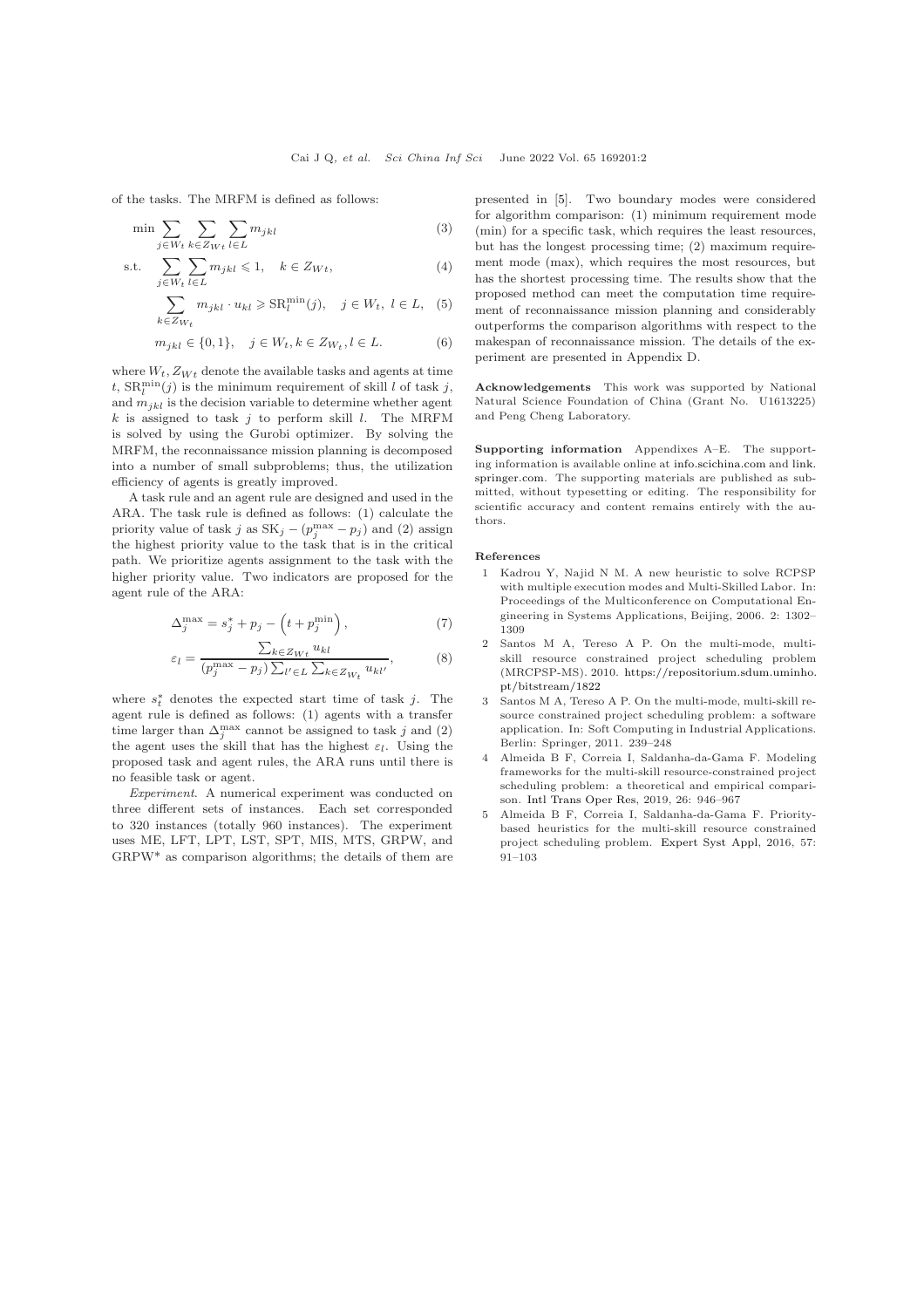of the tasks. The MRFM is defined as follows:

$$\min \sum_{j \in W_t} \sum_{k \in Z_{Wt}} \sum_{l \in L} m_{jkl} \tag{3}$$

$$\text{s.t.} \quad \sum_{j \in W_t} \sum_{l \in L} m_{jkl} \leqslant 1, \quad k \in Z_{Wt}, \tag{4}$$

$$\sum_{k \in Z_{W_t}} m_{jkl} \cdot u_{kl} \geqslant \text{SR}_l^{\min}(j), \quad j \in W_t,\ l \in L, \tag{5}$$

$$m_{jkl} \in \{0,1\}, \quad j \in W_t, k \in Z_{W_t}, l \in L. \tag{6}$$

where $W_t, Z_{Wt}$ denote the available tasks and agents at time $t$, $\text{SR}_l^{\min}(j)$ is the minimum requirement of skill $l$ of task $j$, and $m_{jkl}$ is the decision variable to determine whether agent $k$ is assigned to task $j$ to perform skill $l$. The MRFM is solved by using the Gurobi optimizer. By solving the MRFM, the reconnaissance mission planning is decomposed into a number of small subproblems; thus, the utilization efficiency of agents is greatly improved.

A task rule and an agent rule are designed and used in the ARA. The task rule is defined as follows: (1) calculate the priority value of task $j$ as $\text{SK}_j - (p_j^{\max} - p_j)$ and (2) assign the highest priority value to the task that is in the critical path. We prioritize agents assignment to the task with the higher priority value. Two indicators are proposed for the agent rule of the ARA:

$$\Delta_j^{\max} = s_j^* + p_j - \left(t + p_j^{\min}\right), \tag{7}$$

$$\varepsilon_l = \frac{\sum_{k \in Z_{Wt}} u_{kl}}{(p_j^{\max} - p_j) \sum_{l' \in L} \sum_{k \in Z_{W_t}} u_{kl'}}, \tag{8}$$

where $s_t^*$ denotes the expected start time of task $j$. The agent rule is defined as follows: (1) agents with a transfer time larger than $\Delta_j^{\max}$ cannot be assigned to task $j$ and (2) the agent uses the skill that has the highest $\varepsilon_l$. Using the proposed task and agent rules, the ARA runs until there is no feasible task or agent.

*Experiment*. A numerical experiment was conducted on three different sets of instances. Each set corresponded to 320 instances (totally 960 instances). The experiment uses ME, LFT, LPT, LST, SPT, MIS, MTS, GRPW, and GRPW* as comparison algorithms; the details of them are presented in [5]. Two boundary modes were considered for algorithm comparison: (1) minimum requirement mode (min) for a specific task, which requires the least resources, but has the longest processing time; (2) maximum requirement mode (max), which requires the most resources, but has the shortest processing time. The results show that the proposed method can meet the computation time requirement of reconnaissance mission planning and considerably outperforms the comparison algorithms with respect to the makespan of reconnaissance mission. The details of the experiment are presented in Appendix D.

**Acknowledgements** This work was supported by National Natural Science Foundation of China (Grant No. U1613225) and Peng Cheng Laboratory.

**Supporting information** Appendixes A–E. The supporting information is available online at info.scichina.com and link.springer.com. The supporting materials are published as submitted, without typesetting or editing. The responsibility for scientific accuracy and content remains entirely with the authors.

## References

1. Kadrou Y, Najid N M. A new heuristic to solve RCPSP with multiple execution modes and Multi-Skilled Labor. In: Proceedings of the Multiconference on Computational Engineering in Systems Applications, Beijing, 2006. 2: 1302–1309
2. Santos M A, Tereso A P. On the multi-mode, multi-skill resource constrained project scheduling problem (MRCPSP-MS). 2010. https://repositorium.sdum.uminho.pt/bitstream/1822
3. Santos M A, Tereso A P. On the multi-mode, multi-skill resource constrained project scheduling problem: a software application. In: Soft Computing in Industrial Applications. Berlin: Springer, 2011. 239–248
4. Almeida B F, Correia I, Saldanha-da-Gama F. Modeling frameworks for the multi-skill resource-constrained project scheduling problem: a theoretical and empirical comparison. Intl Trans Oper Res, 2019, 26: 946–967
5. Almeida B F, Correia I, Saldanha-da-Gama F. Priority-based heuristics for the multi-skill resource constrained project scheduling problem. Expert Syst Appl, 2016, 57: 91–103